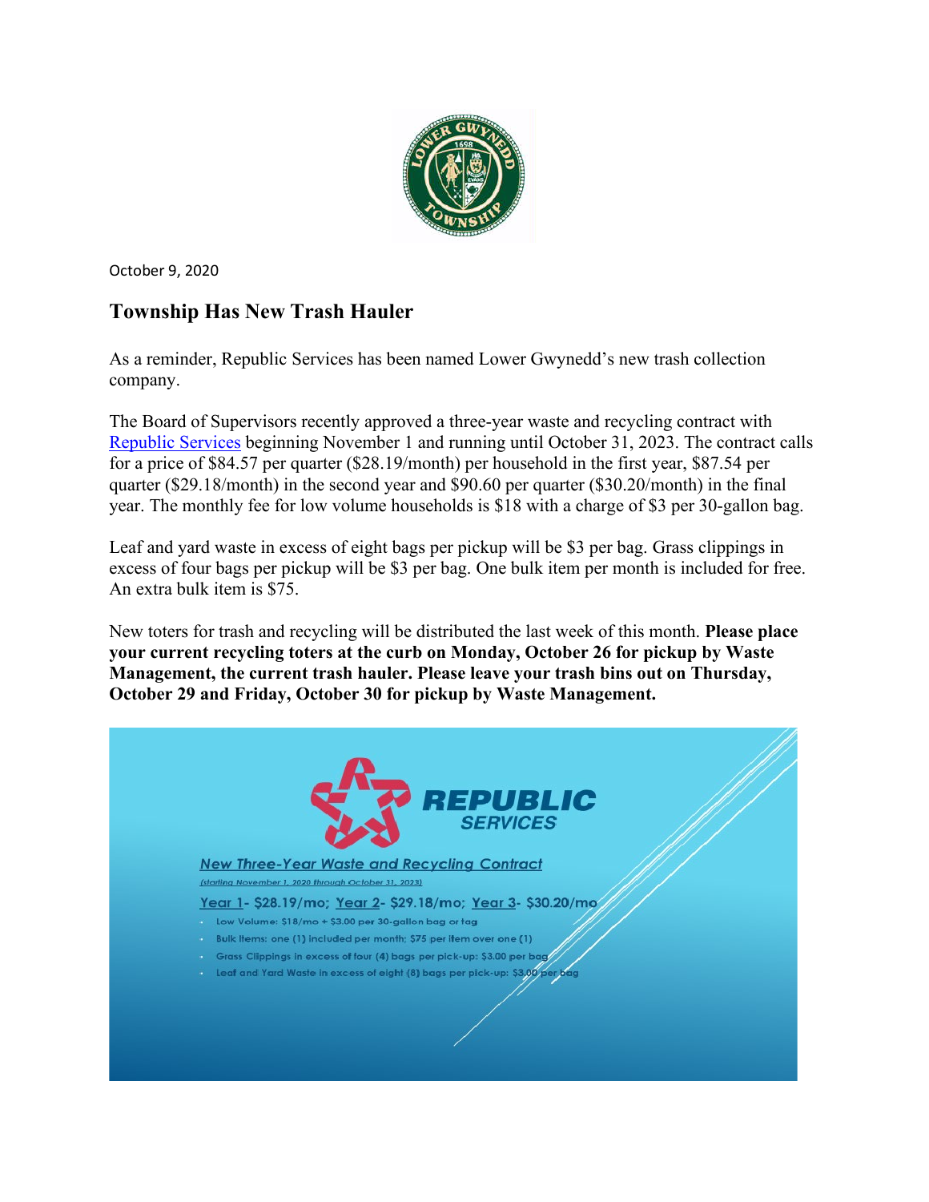October 9, 2020

## Township Has New Trash Hauler

As a reminder, Republic Services has been named Lower Gwynedd's new trash collection company.

The Board of Supervisors recently approved a three-year waste and recycling contract with Republic Services beginning November 1 and running until October 31, 2023. The contract calls for a price of $84.57 per quarter ($28.19/month) per household in the first year, $87.54 per quarter ($29.18/month) in the second year and $90.60 per quarter ($30.20/month) in the final year. The monthly fee for low volume households is $18 with a charge of $3 per 30-gallon bag.

Leaf and yard waste in excess of eight bags per pickup will be $3 per bag. Grass clippings in excess of four bags per pickup will be $3 per bag. One bulk item per month is included for free. An extra bulk item is $75.

New toters for trash and recycling will be distributed the last week of this month. **Please place your current recycling toters at the curb on Monday, October 26 for pickup by Waste Management, the current trash hauler. Please leave your trash bins out on Thursday, October 29 and Friday, October 30 for pickup by Waste Management.**

REPUBLIC SERVICES

*New Three-Year Waste and Recycling Contract*

*(starting November 1, 2020 through October 31, 2023)*

Year 1- $28.19/mo; Year 2- $29.18/mo; Year 3- $30.20/mo

- Low Volume: $18/mo + $3.00 per 30-gallon bag or tag
- Bulk Items: one (1) included per month; $75 per item over one (1)
- Grass Clippings in excess of four (4) bags per pick-up: $3.00 per bag
- Leaf and Yard Waste in excess of eight (8) bags per pick-up: $3.00 per bag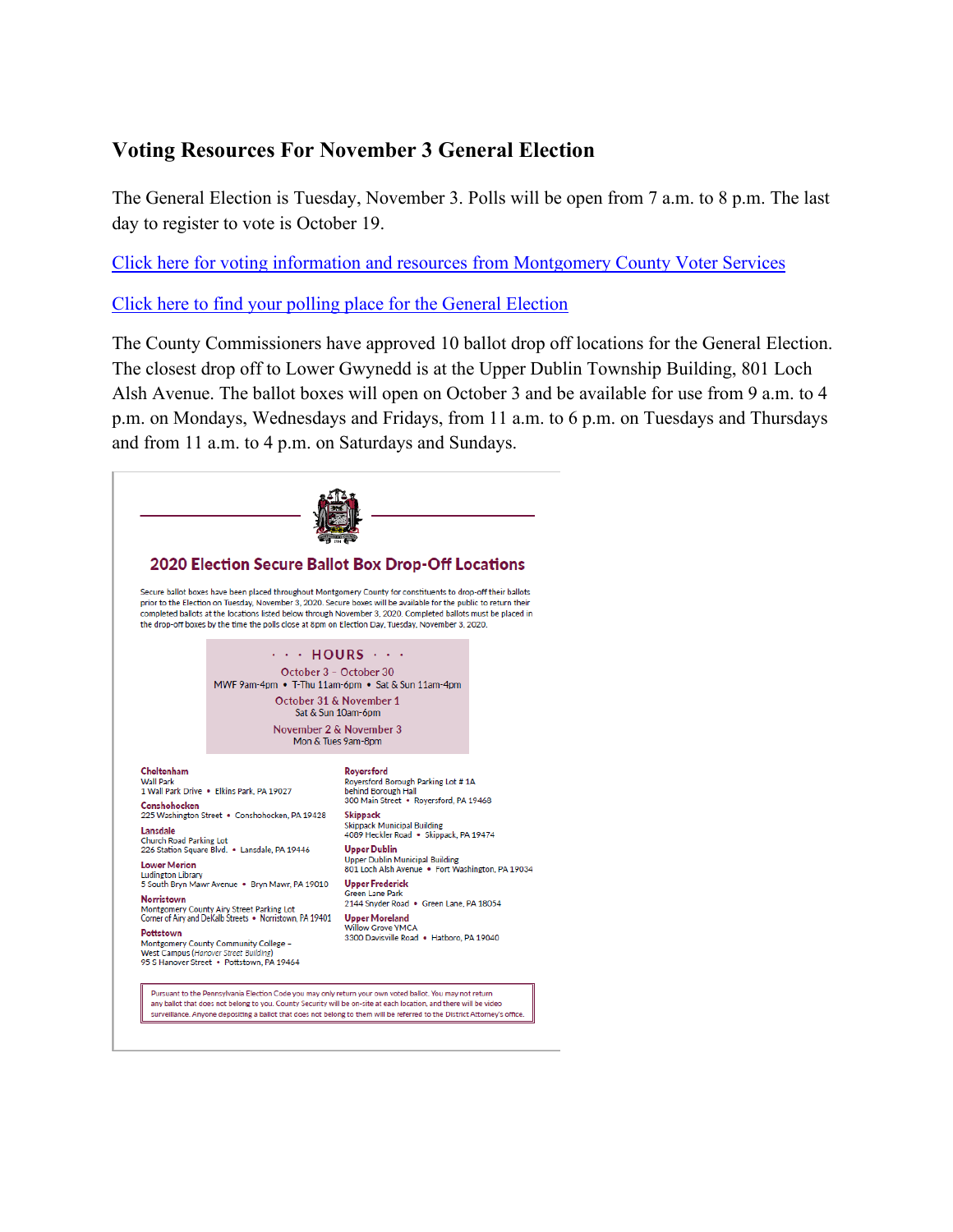## Voting Resources For November 3 General Election

The General Election is Tuesday, November 3. Polls will be open from 7 a.m. to 8 p.m. The last day to register to vote is October 19.

Click here for voting information and resources from Montgomery County Voter Services

Click here to find your polling place for the General Election

The County Commissioners have approved 10 ballot drop off locations for the General Election. The closest drop off to Lower Gwynedd is at the Upper Dublin Township Building, 801 Loch Alsh Avenue. The ballot boxes will open on October 3 and be available for use from 9 a.m. to 4 p.m. on Mondays, Wednesdays and Fridays, from 11 a.m. to 6 p.m. on Tuesdays and Thursdays and from 11 a.m. to 4 p.m. on Saturdays and Sundays.

### 2020 Election Secure Ballot Box Drop-Off Locations

Secure ballot boxes have been placed throughout Montgomery County for constituents to drop-off their ballots prior to the Election on Tuesday, November 3, 2020. Secure boxes will be available for the public to return their completed ballots at the locations listed below through November 3, 2020. Completed ballots must be placed in the drop-off boxes by the time the polls close at 8pm on Election Day, Tuesday, November 3, 2020.

**· · · HOURS · · ·**

October 3 – October 30
MWF 9am-4pm • T-Thu 11am-6pm • Sat & Sun 11am-4pm

October 31 & November 1
Sat & Sun 10am-6pm

November 2 & November 3
Mon & Tues 9am-8pm

**Cheltenham**
Wall Park
1 Wall Park Drive • Elkins Park, PA 19027

**Conshohocken**
225 Washington Street • Conshohocken, PA 19428

**Lansdale**
Church Road Parking Lot
226 Station Square Blvd. • Lansdale, PA 19446

**Lower Merion**
Ludington Library
5 South Bryn Mawr Avenue • Bryn Mawr, PA 19010

**Norristown**
Montgomery County Airy Street Parking Lot
Corner of Airy and DeKalb Streets • Norristown, PA 19401

**Pottstown**
Montgomery County Community College –
West Campus (*Hanover Street Building*)
95 S Hanover Street • Pottstown, PA 19464

**Royersford**
Royersford Borough Parking Lot # 1A
behind Borough Hall
300 Main Street • Royersford, PA 19468

**Skippack**
Skippack Municipal Building
4089 Heckler Road • Skippack, PA 19474

**Upper Dublin**
Upper Dublin Municipal Building
801 Loch Alsh Avenue • Fort Washington, PA 19034

**Upper Frederick**
Green Lane Park
2144 Snyder Road • Green Lane, PA 18054

**Upper Moreland**
Willow Grove YMCA
3300 Davisville Road • Hatboro, PA 19040

Pursuant to the Pennsylvania Election Code you may only return your own voted ballot. You may not return any ballot that does not belong to you. County Security will be on-site at each location, and there will be video surveillance. Anyone depositing a ballot that does not belong to them will be referred to the District Attorney's office.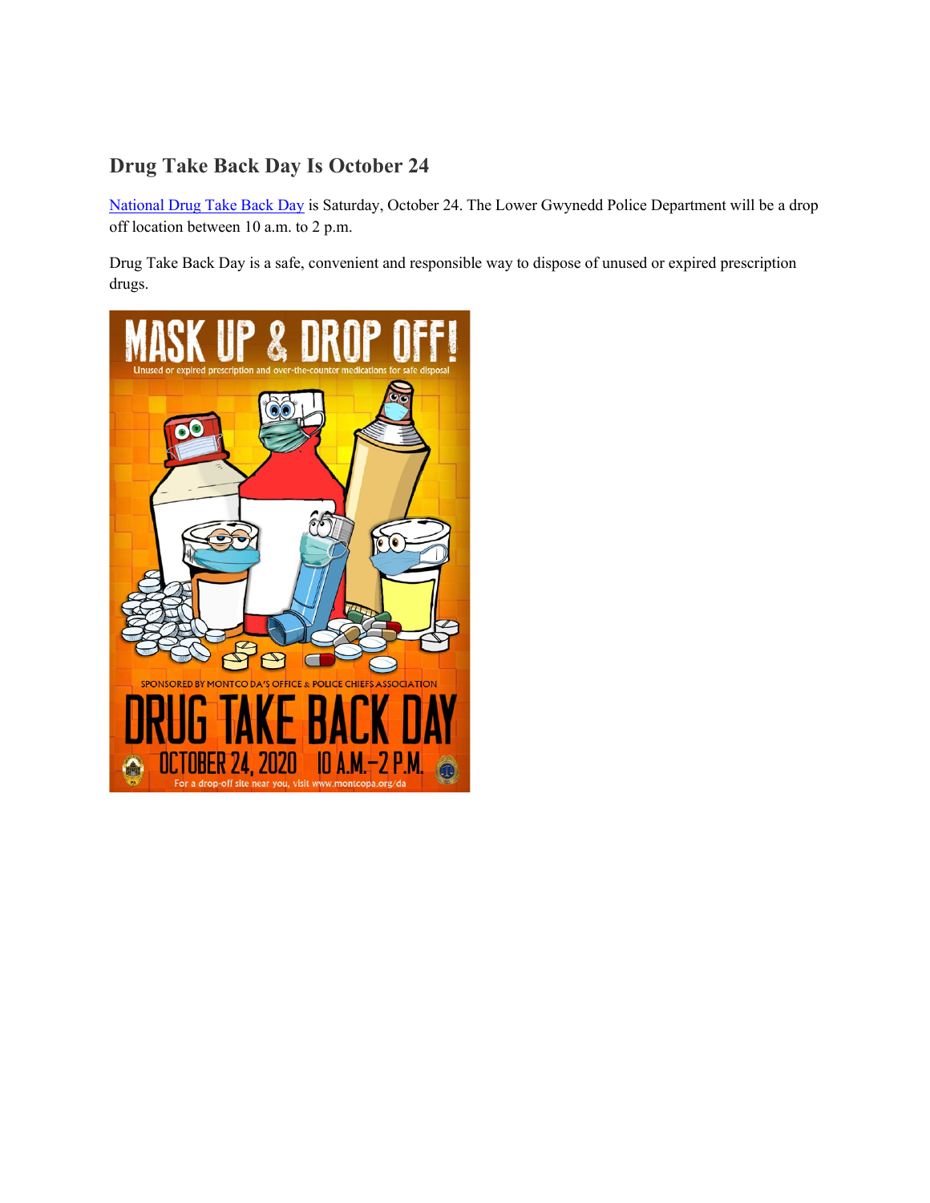## Drug Take Back Day Is October 24

[National Drug Take Back Day](#) is Saturday, October 24. The Lower Gwynedd Police Department will be a drop off location between 10 a.m. to 2 p.m.

Drug Take Back Day is a safe, convenient and responsible way to dispose of unused or expired prescription drugs.

MASK UP & DROP OFF!

Unused or expired prescription and over-the-counter medications for safe disposal

SPONSORED BY MONTCO DA'S OFFICE & POLICE CHIEFS ASSOCIATION

DRUG TAKE BACK DAY

OCTOBER 24, 2020 10 A.M.–2 P.M.

For a drop-off site near you, visit www.montcopa.org/da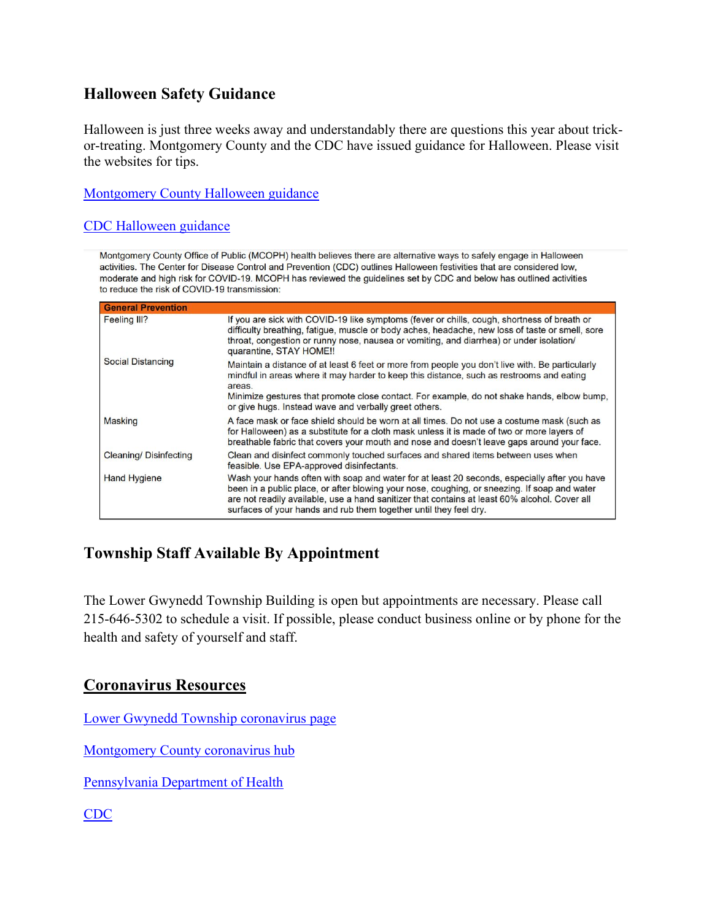## Halloween Safety Guidance

Halloween is just three weeks away and understandably there are questions this year about trick-or-treating. Montgomery County and the CDC have issued guidance for Halloween. Please visit the websites for tips.

[Montgomery County Halloween guidance]

[CDC Halloween guidance]

Montgomery County Office of Public (MCOPH) health believes there are alternative ways to safely engage in Halloween activities. The Center for Disease Control and Prevention (CDC) outlines Halloween festivities that are considered low, moderate and high risk for COVID-19. MCOPH has reviewed the guidelines set by CDC and below has outlined activities to reduce the risk of COVID-19 transmission:

| General Prevention | |
|---|---|
| Feeling Ill? | If you are sick with COVID-19 like symptoms (fever or chills, cough, shortness of breath or difficulty breathing, fatigue, muscle or body aches, headache, new loss of taste or smell, sore throat, congestion or runny nose, nausea or vomiting, and diarrhea) or under isolation/ quarantine, STAY HOME!! |
| Social Distancing | Maintain a distance of at least 6 feet or more from people you don't live with. Be particularly mindful in areas where it may harder to keep this distance, such as restrooms and eating areas. Minimize gestures that promote close contact. For example, do not shake hands, elbow bump, or give hugs. Instead wave and verbally greet others. |
| Masking | A face mask or face shield should be worn at all times. Do not use a costume mask (such as for Halloween) as a substitute for a cloth mask unless it is made of two or more layers of breathable fabric that covers your mouth and nose and doesn't leave gaps around your face. |
| Cleaning/ Disinfecting | Clean and disinfect commonly touched surfaces and shared items between uses when feasible. Use EPA-approved disinfectants. |
| Hand Hygiene | Wash your hands often with soap and water for at least 20 seconds, especially after you have been in a public place, or after blowing your nose, coughing, or sneezing. If soap and water are not readily available, use a hand sanitizer that contains at least 60% alcohol. Cover all surfaces of your hands and rub them together until they feel dry. |

## Township Staff Available By Appointment

The Lower Gwynedd Township Building is open but appointments are necessary. Please call 215-646-5302 to schedule a visit. If possible, please conduct business online or by phone for the health and safety of yourself and staff.

## Coronavirus Resources

[Lower Gwynedd Township coronavirus page]

[Montgomery County coronavirus hub]

[Pennsylvania Department of Health]

[CDC]